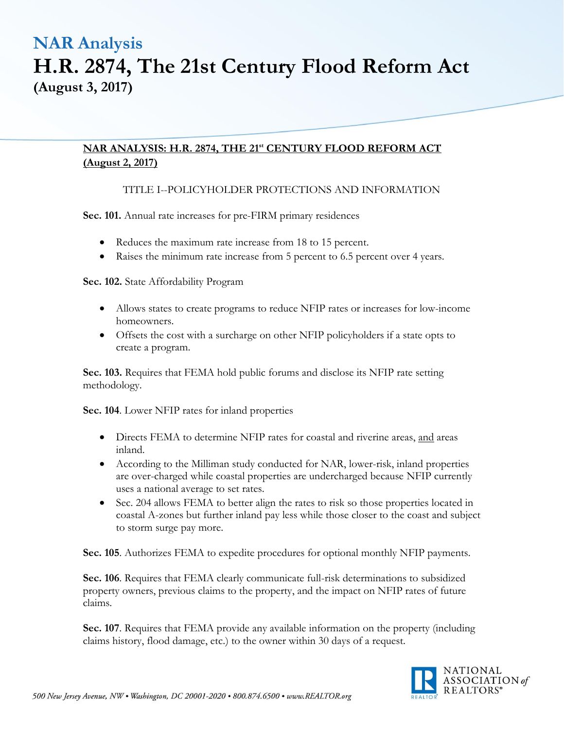## NAR Analysis

# H.R. 2874, The 21st Century Flood Reform Act

**(August 3, 2017)**

**NAR ANALYSIS: H.R. 2874, THE 21st CENTURY FLOOD REFORM ACT (August 2, 2017)**

TITLE I--POLICYHOLDER PROTECTIONS AND INFORMATION

**Sec. 101.** Annual rate increases for pre-FIRM primary residences

- Reduces the maximum rate increase from 18 to 15 percent.
- Raises the minimum rate increase from 5 percent to 6.5 percent over 4 years.

**Sec. 102.** State Affordability Program

- Allows states to create programs to reduce NFIP rates or increases for low-income homeowners.
- Offsets the cost with a surcharge on other NFIP policyholders if a state opts to create a program.

**Sec. 103.** Requires that FEMA hold public forums and disclose its NFIP rate setting methodology.

**Sec. 104**. Lower NFIP rates for inland properties

- Directs FEMA to determine NFIP rates for coastal and riverine areas, and areas inland.
- According to the Milliman study conducted for NAR, lower-risk, inland properties are over-charged while coastal properties are undercharged because NFIP currently uses a national average to set rates.
- Sec. 204 allows FEMA to better align the rates to risk so those properties located in coastal A-zones but further inland pay less while those closer to the coast and subject to storm surge pay more.

**Sec. 105**. Authorizes FEMA to expedite procedures for optional monthly NFIP payments.

**Sec. 106**. Requires that FEMA clearly communicate full-risk determinations to subsidized property owners, previous claims to the property, and the impact on NFIP rates of future claims.

**Sec. 107**. Requires that FEMA provide any available information on the property (including claims history, flood damage, etc.) to the owner within 30 days of a request.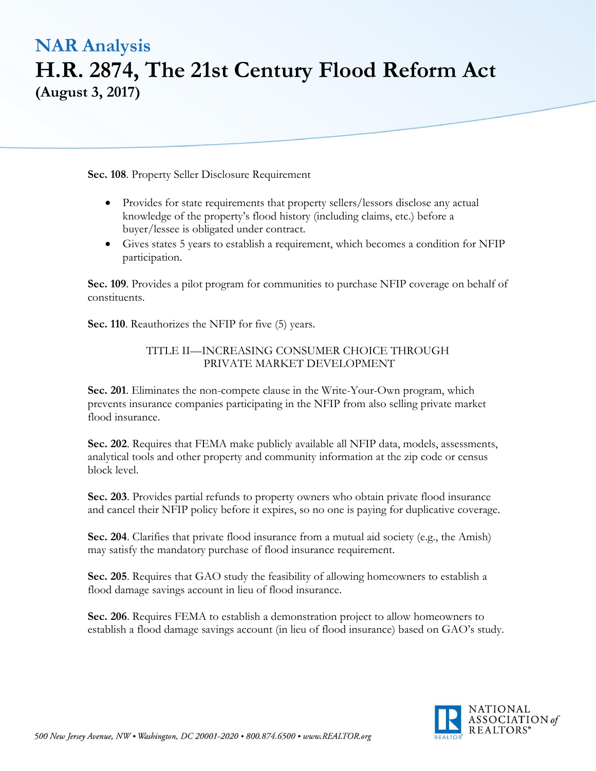**Sec. 108**. Property Seller Disclosure Requirement

- Provides for state requirements that property sellers/lessors disclose any actual knowledge of the property's flood history (including claims, etc.) before a buyer/lessee is obligated under contract.
- Gives states 5 years to establish a requirement, which becomes a condition for NFIP participation.

**Sec. 109**. Provides a pilot program for communities to purchase NFIP coverage on behalf of constituents.

**Sec. 110**. Reauthorizes the NFIP for five (5) years.

## TITLE II—INCREASING CONSUMER CHOICE THROUGH PRIVATE MARKET DEVELOPMENT

**Sec. 201**. Eliminates the non-compete clause in the Write-Your-Own program, which prevents insurance companies participating in the NFIP from also selling private market flood insurance.

**Sec. 202**. Requires that FEMA make publicly available all NFIP data, models, assessments, analytical tools and other property and community information at the zip code or census block level.

**Sec. 203**. Provides partial refunds to property owners who obtain private flood insurance and cancel their NFIP policy before it expires, so no one is paying for duplicative coverage.

**Sec. 204**. Clarifies that private flood insurance from a mutual aid society (e.g., the Amish) may satisfy the mandatory purchase of flood insurance requirement.

**Sec. 205**. Requires that GAO study the feasibility of allowing homeowners to establish a flood damage savings account in lieu of flood insurance.

**Sec. 206**. Requires FEMA to establish a demonstration project to allow homeowners to establish a flood damage savings account (in lieu of flood insurance) based on GAO's study.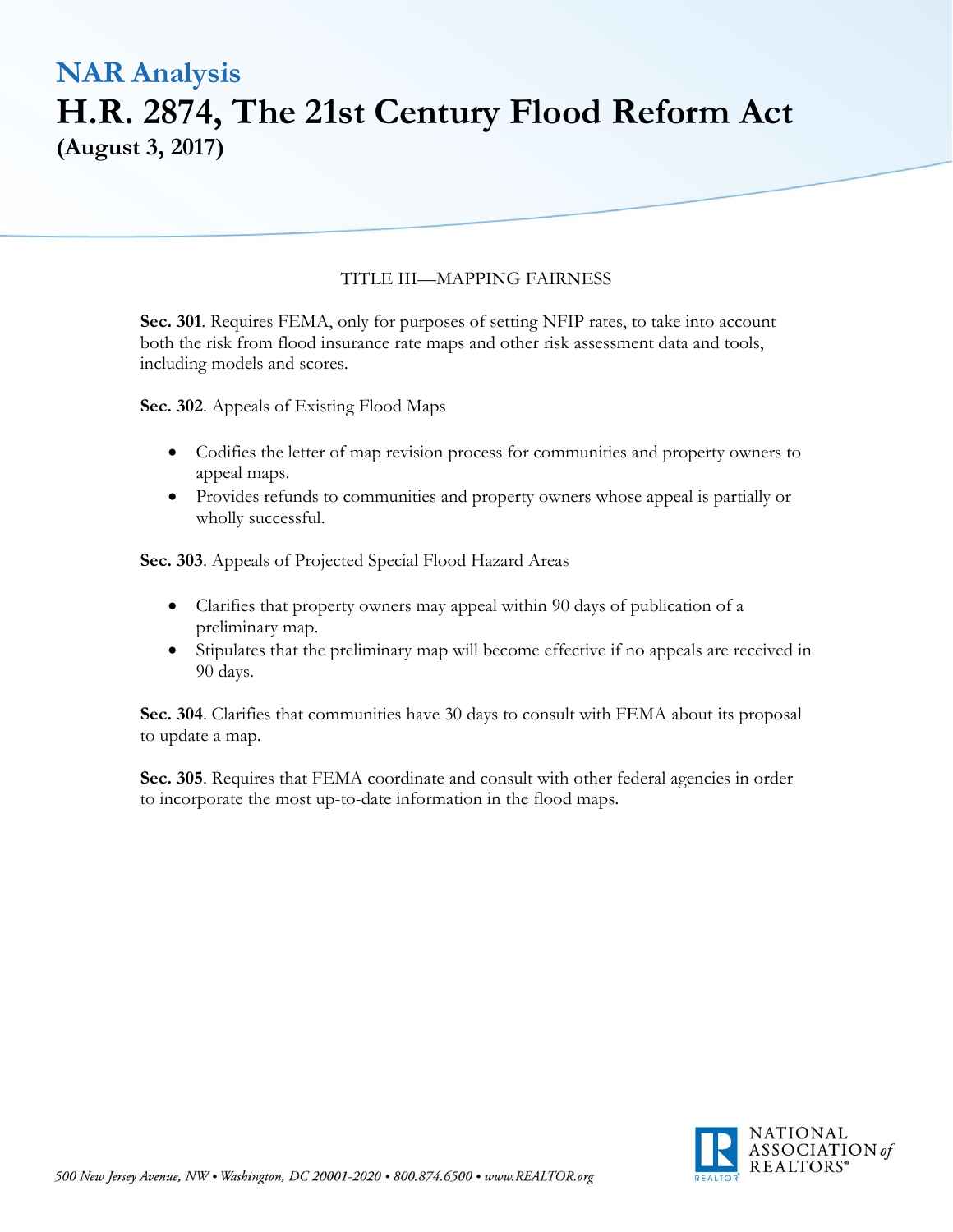# NAR Analysis

# H.R. 2874, The 21st Century Flood Reform Act

**(August 3, 2017)**

TITLE III—MAPPING FAIRNESS

**Sec. 301**. Requires FEMA, only for purposes of setting NFIP rates, to take into account both the risk from flood insurance rate maps and other risk assessment data and tools, including models and scores.

**Sec. 302**. Appeals of Existing Flood Maps

- Codifies the letter of map revision process for communities and property owners to appeal maps.
- Provides refunds to communities and property owners whose appeal is partially or wholly successful.

**Sec. 303**. Appeals of Projected Special Flood Hazard Areas

- Clarifies that property owners may appeal within 90 days of publication of a preliminary map.
- Stipulates that the preliminary map will become effective if no appeals are received in 90 days.

**Sec. 304**. Clarifies that communities have 30 days to consult with FEMA about its proposal to update a map.

**Sec. 305**. Requires that FEMA coordinate and consult with other federal agencies in order to incorporate the most up-to-date information in the flood maps.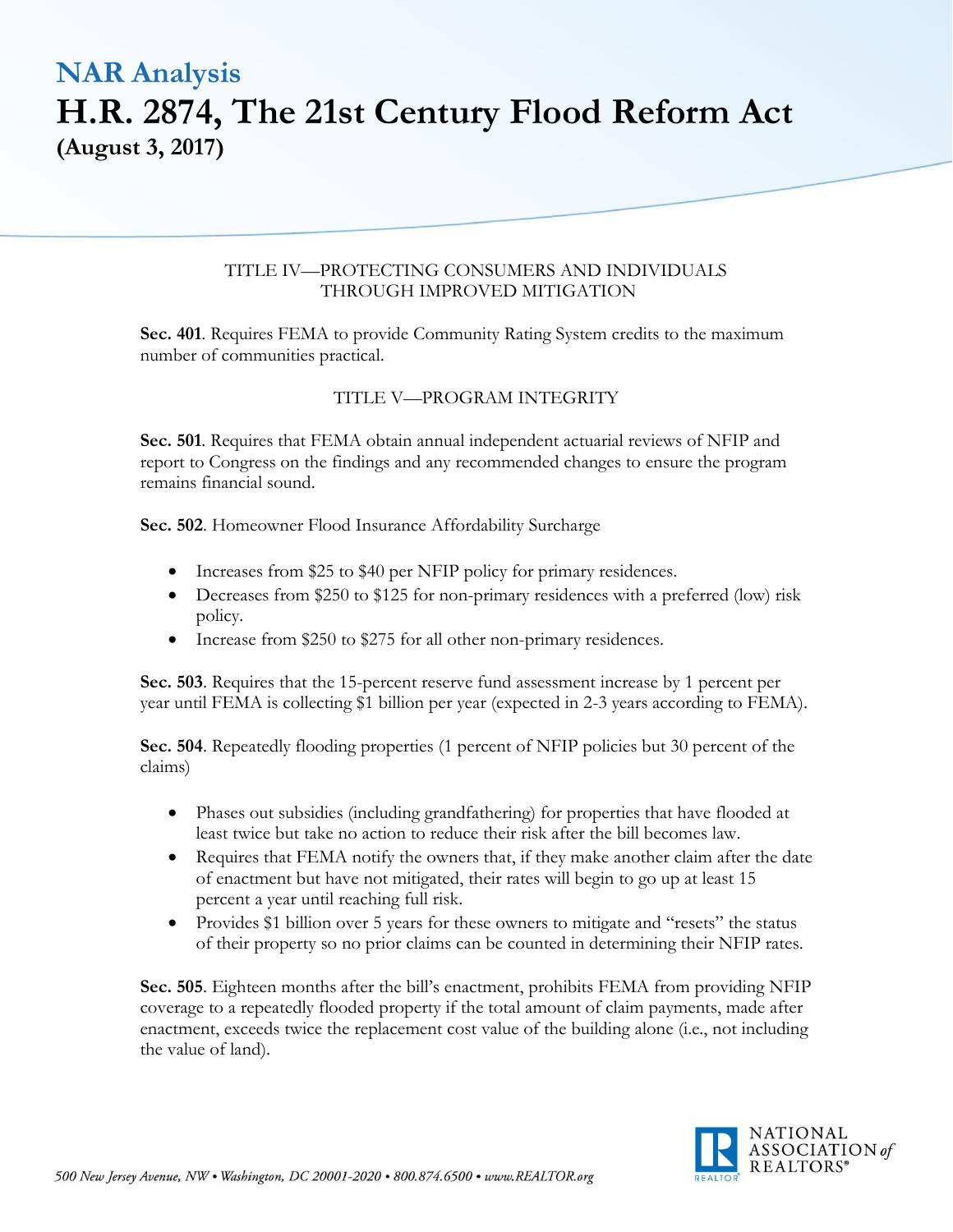# NAR Analysis

# H.R. 2874, The 21st Century Flood Reform Act

**(August 3, 2017)**

TITLE IV—PROTECTING CONSUMERS AND INDIVIDUALS THROUGH IMPROVED MITIGATION

**Sec. 401**. Requires FEMA to provide Community Rating System credits to the maximum number of communities practical.

TITLE V—PROGRAM INTEGRITY

**Sec. 501**. Requires that FEMA obtain annual independent actuarial reviews of NFIP and report to Congress on the findings and any recommended changes to ensure the program remains financial sound.

**Sec. 502**. Homeowner Flood Insurance Affordability Surcharge

- Increases from $25 to $40 per NFIP policy for primary residences.
- Decreases from $250 to $125 for non-primary residences with a preferred (low) risk policy.
- Increase from $250 to $275 for all other non-primary residences.

**Sec. 503**. Requires that the 15-percent reserve fund assessment increase by 1 percent per year until FEMA is collecting $1 billion per year (expected in 2-3 years according to FEMA).

**Sec. 504**. Repeatedly flooding properties (1 percent of NFIP policies but 30 percent of the claims)

- Phases out subsidies (including grandfathering) for properties that have flooded at least twice but take no action to reduce their risk after the bill becomes law.
- Requires that FEMA notify the owners that, if they make another claim after the date of enactment but have not mitigated, their rates will begin to go up at least 15 percent a year until reaching full risk.
- Provides $1 billion over 5 years for these owners to mitigate and "resets" the status of their property so no prior claims can be counted in determining their NFIP rates.

**Sec. 505**. Eighteen months after the bill's enactment, prohibits FEMA from providing NFIP coverage to a repeatedly flooded property if the total amount of claim payments, made after enactment, exceeds twice the replacement cost value of the building alone (i.e., not including the value of land).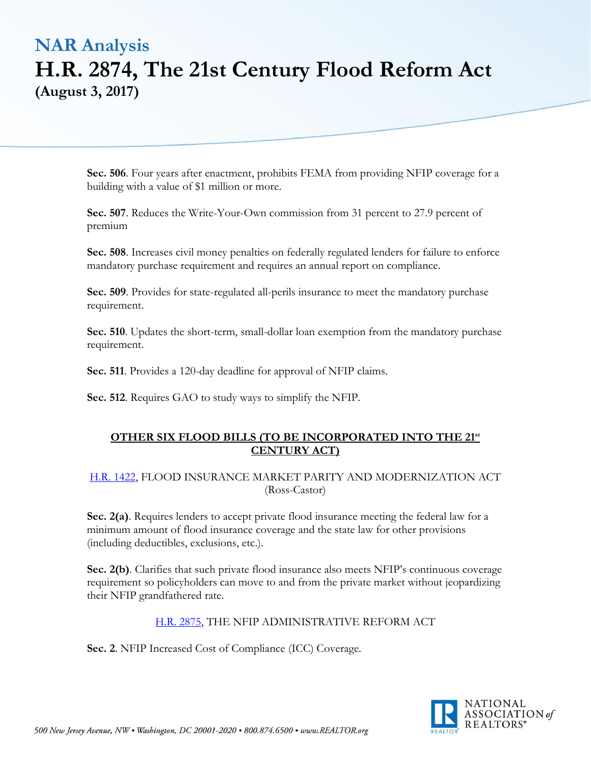# NAR Analysis

# H.R. 2874, The 21st Century Flood Reform Act

**(August 3, 2017)**

**Sec. 506**. Four years after enactment, prohibits FEMA from providing NFIP coverage for a building with a value of $1 million or more.

**Sec. 507**. Reduces the Write-Your-Own commission from 31 percent to 27.9 percent of premium

**Sec. 508**. Increases civil money penalties on federally regulated lenders for failure to enforce mandatory purchase requirement and requires an annual report on compliance.

**Sec. 509**. Provides for state-regulated all-perils insurance to meet the mandatory purchase requirement.

**Sec. 510**. Updates the short-term, small-dollar loan exemption from the mandatory purchase requirement.

**Sec. 511**. Provides a 120-day deadline for approval of NFIP claims.

**Sec. 512**. Requires GAO to study ways to simplify the NFIP.

## OTHER SIX FLOOD BILLS (TO BE INCORPORATED INTO THE 21st CENTURY ACT)

H.R. 1422, FLOOD INSURANCE MARKET PARITY AND MODERNIZATION ACT (Ross-Castor)

**Sec. 2(a)**. Requires lenders to accept private flood insurance meeting the federal law for a minimum amount of flood insurance coverage and the state law for other provisions (including deductibles, exclusions, etc.).

**Sec. 2(b)**. Clarifies that such private flood insurance also meets NFIP's continuous coverage requirement so policyholders can move to and from the private market without jeopardizing their NFIP grandfathered rate.

H.R. 2875, THE NFIP ADMINISTRATIVE REFORM ACT

**Sec. 2**. NFIP Increased Cost of Compliance (ICC) Coverage.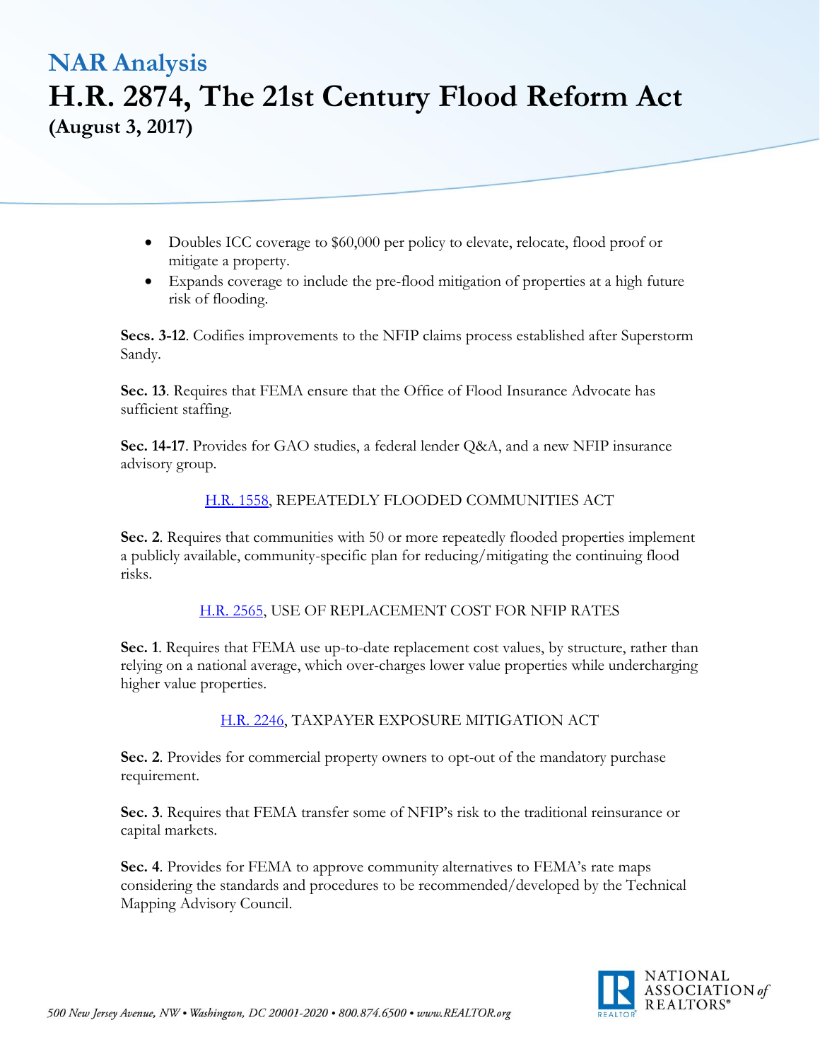- Doubles ICC coverage to $60,000 per policy to elevate, relocate, flood proof or mitigate a property.
- Expands coverage to include the pre-flood mitigation of properties at a high future risk of flooding.

**Secs. 3-12**. Codifies improvements to the NFIP claims process established after Superstorm Sandy.

**Sec. 13**. Requires that FEMA ensure that the Office of Flood Insurance Advocate has sufficient staffing.

**Sec. 14-17**. Provides for GAO studies, a federal lender Q&A, and a new NFIP insurance advisory group.

H.R. 1558, REPEATEDLY FLOODED COMMUNITIES ACT

**Sec. 2**. Requires that communities with 50 or more repeatedly flooded properties implement a publicly available, community-specific plan for reducing/mitigating the continuing flood risks.

H.R. 2565, USE OF REPLACEMENT COST FOR NFIP RATES

**Sec. 1**. Requires that FEMA use up-to-date replacement cost values, by structure, rather than relying on a national average, which over-charges lower value properties while undercharging higher value properties.

H.R. 2246, TAXPAYER EXPOSURE MITIGATION ACT

**Sec. 2**. Provides for commercial property owners to opt-out of the mandatory purchase requirement.

**Sec. 3**. Requires that FEMA transfer some of NFIP's risk to the traditional reinsurance or capital markets.

**Sec. 4**. Provides for FEMA to approve community alternatives to FEMA's rate maps considering the standards and procedures to be recommended/developed by the Technical Mapping Advisory Council.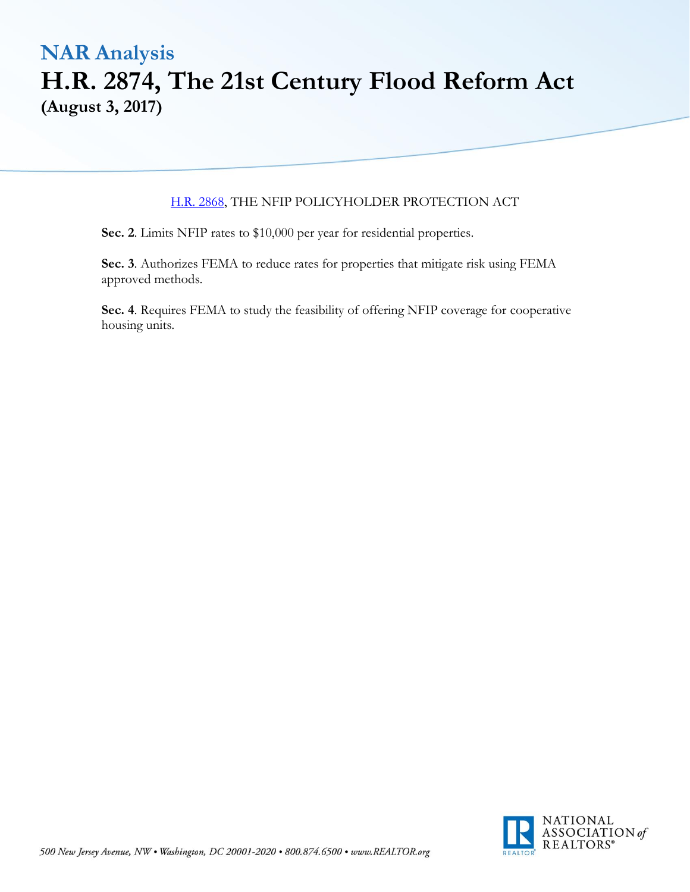H.R. 2868, THE NFIP POLICYHOLDER PROTECTION ACT

**Sec. 2**. Limits NFIP rates to $10,000 per year for residential properties.

**Sec. 3**. Authorizes FEMA to reduce rates for properties that mitigate risk using FEMA approved methods.

**Sec. 4**. Requires FEMA to study the feasibility of offering NFIP coverage for cooperative housing units.